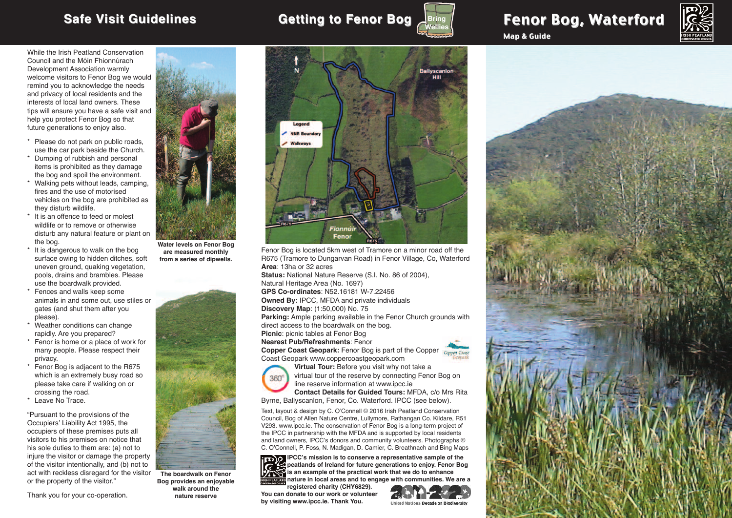# Fenor Bog, Waterford

Map & Guide

## Safe Visit Guidelines

While the Irish Peatland Conservation Council and the Móin Fhionnúrach Development Association warmly welcome visitors to Fenor Bog we would remind you to acknowledge the needs and privacy of local residents and the interests of local land owners. These tips will ensure you have a safe visit and help you protect Fenor Bog so that future generations to enjoy also.

* Please do not park on public roads, use the car park beside the Church.
* Dumping of rubbish and personal items is prohibited as they damage the bog and spoil the environment.
* Walking pets without leads, camping, fires and the use of motorised vehicles on the bog are prohibited as they disturb wildlife.
* It is an offence to feed or molest wildlife or to remove or otherwise disturb any natural feature or plant on the bog.
* It is dangerous to walk on the bog surface owing to hidden ditches, soft uneven ground, quaking vegetation, pools, drains and brambles. Please use the boardwalk provided.
* Fences and walls keep some animals in and some out, use stiles or gates (and shut them after you please).
* Weather conditions can change rapidly. Are you prepared?
* Fenor is home or a place of work for many people. Please respect their privacy.
* Fenor Bog is adjacent to the R675 which is an extremely busy road so please take care if walking on or crossing the road.
* Leave No Trace.

"Pursuant to the provisions of the Occupiers' Liability Act 1995, the occupiers of these premises puts all visitors to his premises on notice that his sole duties to them are: (a) not to injure the visitor or damage the property of the visitor intentionally, and (b) not to act with reckless disregard for the visitor or the property of the visitor."

Thank you for your co-operation.

**Water levels on Fenor Bog are measured monthly from a series of dipwells.**

**The boardwalk on Fenor Bog provides an enjoyable walk around the nature reserve**

## Getting to Fenor Bog

Bring Wellies

Legend: NNR Boundary; Walkways

Ballyscanlon Hill; Fionnúir Fenor; R675

Fenor Bog is located 5km west of Tramore on a minor road off the R675 (Tramore to Dungarvan Road) in Fenor Village, Co, Waterford

**Area**: 13ha or 32 acres

**Status:** National Nature Reserve (S.I. No. 86 of 2004), Natural Heritage Area (No. 1697)

**GPS Co-ordinates**: N52.16181 W-7.22456

**Owned By:** IPCC, MFDA and private individuals

**Discovery Map**: (1:50,000) No. 75

**Parking:** Ample parking available in the Fenor Church grounds with direct access to the boardwalk on the bog.

**Picnic**: picnic tables at Fenor Bog

**Nearest Pub/Refreshments**: Fenor

**Copper Coast Geopark:** Fenor Bog is part of the Copper Coast Geopark www.coppercoastgeopark.com

**Virtual Tour:** Before you visit why not take a virtual tour of the reserve by connecting Fenor Bog on line reserve information at www.ipcc.ie

**Contact Details for Guided Tours:** MFDA, c/o Mrs Rita Byrne, Ballyscanlon, Fenor, Co. Waterford. IPCC (see below).

Text, layout & design by C. O'Connell © 2016 Irish Peatland Conservation Council, Bog of Allen Nature Centre, Lullymore, Rathangan Co. Kildare, R51 V293. www.ipcc.ie. The conservation of Fenor Bog is a long-term project of the IPCC in partnership with the MFDA and is supported by local residents and land owners, IPCC's donors and community volunteers. Photographs © C. O'Connell, P. Foss, N. Madigan, D. Camier, C. Breathnach and Bing Maps

**IPCC's mission is to conserve a representative sample of the peatlands of Ireland for future generations to enjoy. Fenor Bog is an example of the practical work that we do to enhance nature in local areas and to engage with communities. We are a registered charity (CHY6829).**

**You can donate to our work or volunteer by visiting www.ipcc.ie. Thank You.**

2011-2020 United Nations Decade on Biodiversity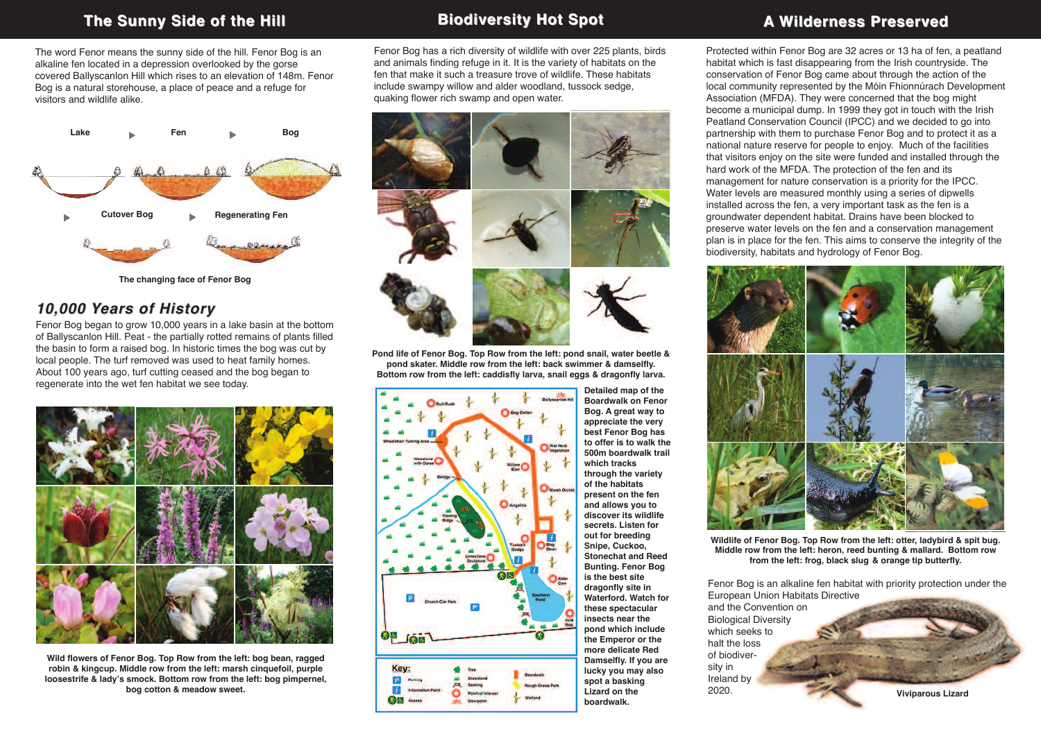## The Sunny Side of the Hill

The word Fenor means the sunny side of the hill. Fenor Bog is an alkaline fen located in a depression overlooked by the gorse covered Ballyscanlon Hill which rises to an elevation of 148m. Fenor Bog is a natural storehouse, a place of peace and a refuge for visitors and wildlife alike.

Lake

Fen

Bog

Cutover Bog

Regenerating Fen

**The changing face of Fenor Bog**

## *10,000 Years of History*

Fenor Bog began to grow 10,000 years in a lake basin at the bottom of Ballyscanlon Hill. Peat - the partially rotted remains of plants filled the basin to form a raised bog. In historic times the bog was cut by local people. The turf removed was used to heat family homes. About 100 years ago, turf cutting ceased and the bog began to regenerate into the wet fen habitat we see today.

**Wild flowers of Fenor Bog. Top Row from the left: bog bean, ragged robin & kingcup. Middle row from the left: marsh cinquefoil, purple loosestrife & lady's smock. Bottom row from the left: bog pimpernel, bog cotton & meadow sweet.**

## Biodiversity Hot Spot

Fenor Bog has a rich diversity of wildlife with over 225 plants, birds and animals finding refuge in it. It is the variety of habitats on the fen that make it such a treasure trove of wildlife. These habitats include swampy willow and alder woodland, tussock sedge, quaking flower rich swamp and open water.

**Pond life of Fenor Bog. Top Row from the left: pond snail, water beetle & pond skater. Middle row from the left: back swimmer & damselfly. Bottom row from the left: caddisfly larva, snail eggs & dragonfly larva.**

Bull Rush

Bog Cotton

Ballyscanlon Hill

Wheelchair Turning Area

Wet Herb Vegetation

Woodland with Gorse

Willow Carr

Bridge

Marsh Orchid

Viewing Ridge

Angelica

Tussock Sedge

Bog Bean

Limestone Sculpture

Alder Carr

Church Car Park

Southern Pond

Acid Bog

Key:

Parking

Information Point

Access

Tree

Grassland

Seating

Point of Interest

Viewpoint

Boardwalk

Rough Grass Path

Wetland

**Detailed map of the Boardwalk on Fenor Bog. A great way to appreciate the very best Fenor Bog has to offer is to walk the 500m boardwalk trail which tracks through the variety of the habitats present on the fen and allows you to discover its wildlife secrets. Listen for out for breeding Snipe, Cuckoo, Stonechat and Reed Bunting. Fenor Bog is the best site dragonfly site in Waterford. Watch for these spectacular insects near the pond which include the Emperor or the more delicate Red Damselfly. If you are lucky you may also spot a basking Lizard on the boardwalk.**

## A Wilderness Preserved

Protected within Fenor Bog are 32 acres or 13 ha of fen, a peatland habitat which is fast disappearing from the Irish countryside. The conservation of Fenor Bog came about through the action of the local community represented by the Móin Fhionnúrach Development Association (MFDA). They were concerned that the bog might become a municipal dump. In 1999 they got in touch with the Irish Peatland Conservation Council (IPCC) and we decided to go into partnership with them to purchase Fenor Bog and to protect it as a national nature reserve for people to enjoy. Much of the facilities that visitors enjoy on the site were funded and installed through the hard work of the MFDA. The protection of the fen and its management for nature conservation is a priority for the IPCC. Water levels are measured monthly using a series of dipwells installed across the fen, a very important task as the fen is a groundwater dependent habitat. Drains have been blocked to preserve water levels on the fen and a conservation management plan is in place for the fen. This aims to conserve the integrity of the biodiversity, habitats and hydrology of Fenor Bog.

**Wildlife of Fenor Bog. Top Row from the left: otter, ladybird & spit bug. Middle row from the left: heron, reed bunting & mallard. Bottom row from the left: frog, black slug & orange tip butterfly.**

Fenor Bog is an alkaline fen habitat with priority protection under the European Union Habitats Directive and the Convention on Biological Diversity which seeks to halt the loss of biodiversity in Ireland by 2020.

**Viviparous Lizard**